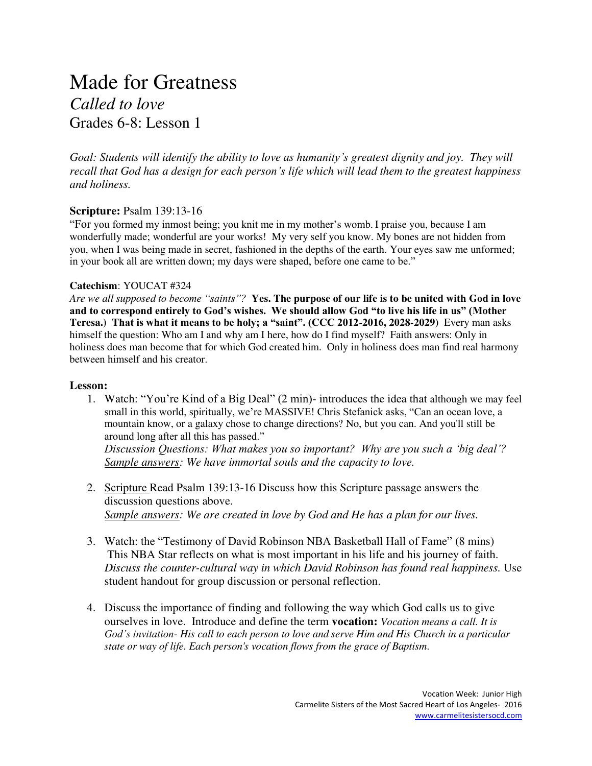# Made for Greatness

*Called to love*

Grades 6-8: Lesson 1

*Goal: Students will identify the ability to love as humanity's greatest dignity and joy. They will recall that God has a design for each person's life which will lead them to the greatest happiness and holiness.*

**Scripture:** Psalm 139:13-16

"For you formed my inmost being; you knit me in my mother's womb. I praise you, because I am wonderfully made; wonderful are your works! My very self you know. My bones are not hidden from you, when I was being made in secret, fashioned in the depths of the earth. Your eyes saw me unformed; in your book all are written down; my days were shaped, before one came to be."

**Catechism**: YOUCAT #324

*Are we all supposed to become "saints"?* **Yes. The purpose of our life is to be united with God in love and to correspond entirely to God's wishes. We should allow God "to live his life in us" (Mother Teresa.) That is what it means to be holy; a "saint". (CCC 2012-2016, 2028-2029)** Every man asks himself the question: Who am I and why am I here, how do I find myself? Faith answers: Only in holiness does man become that for which God created him. Only in holiness does man find real harmony between himself and his creator.

**Lesson:**

1. Watch: "You're Kind of a Big Deal" (2 min)- introduces the idea that although we may feel small in this world, spiritually, we're MASSIVE! Chris Stefanick asks, "Can an ocean love, a mountain know, or a galaxy chose to change directions? No, but you can. And you'll still be around long after all this has passed."
   *Discussion Questions: What makes you so important? Why are you such a 'big deal'?*
   *<u>Sample answers</u>: We have immortal souls and the capacity to love.*

2. <u>Scripture</u> Read Psalm 139:13-16 Discuss how this Scripture passage answers the discussion questions above.
   *<u>Sample answers</u>: We are created in love by God and He has a plan for our lives.*

3. Watch: the "Testimony of David Robinson NBA Basketball Hall of Fame" (8 mins) This NBA Star reflects on what is most important in his life and his journey of faith. *Discuss the counter-cultural way in which David Robinson has found real happiness.* Use student handout for group discussion or personal reflection.

4. Discuss the importance of finding and following the way which God calls us to give ourselves in love. Introduce and define the term **vocation:** *Vocation means a call. It is God's invitation- His call to each person to love and serve Him and His Church in a particular state or way of life. Each person's vocation flows from the grace of Baptism.*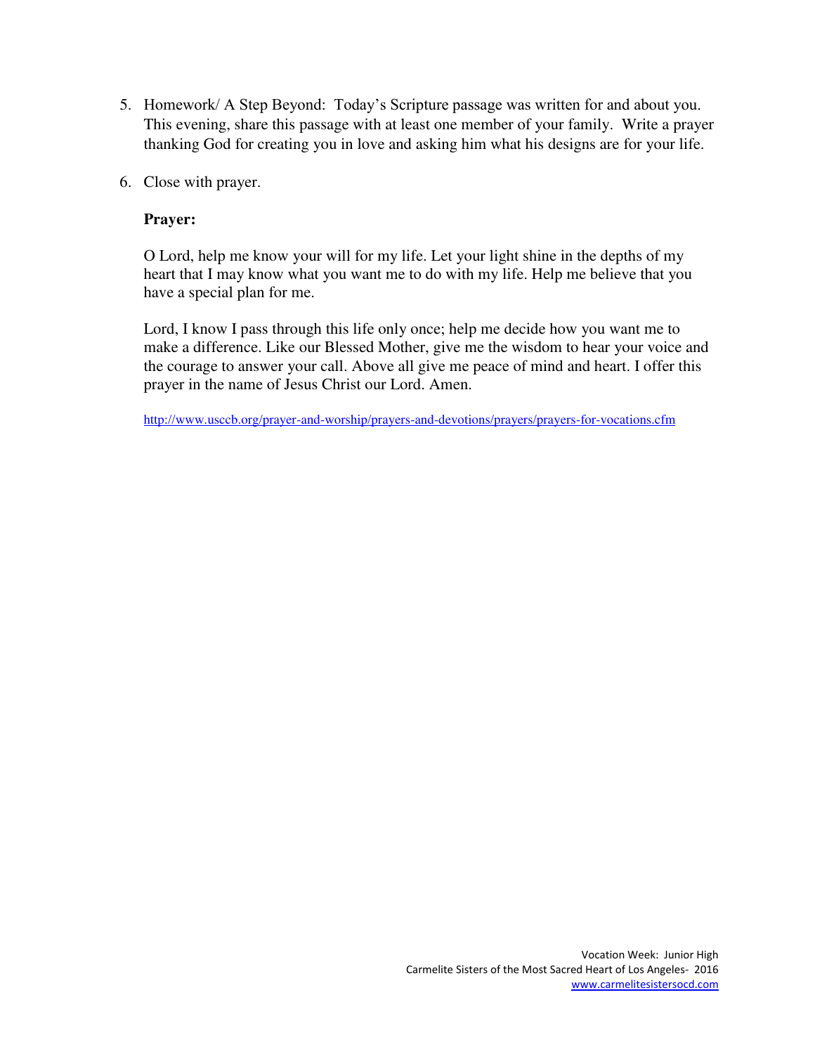5. Homework/ A Step Beyond: Today's Scripture passage was written for and about you. This evening, share this passage with at least one member of your family. Write a prayer thanking God for creating you in love and asking him what his designs are for your life.

6. Close with prayer.

   **Prayer:**

   O Lord, help me know your will for my life. Let your light shine in the depths of my heart that I may know what you want me to do with my life. Help me believe that you have a special plan for me.

   Lord, I know I pass through this life only once; help me decide how you want me to make a difference. Like our Blessed Mother, give me the wisdom to hear your voice and the courage to answer your call. Above all give me peace of mind and heart. I offer this prayer in the name of Jesus Christ our Lord. Amen.

   http://www.usccb.org/prayer-and-worship/prayers-and-devotions/prayers/prayers-for-vocations.cfm